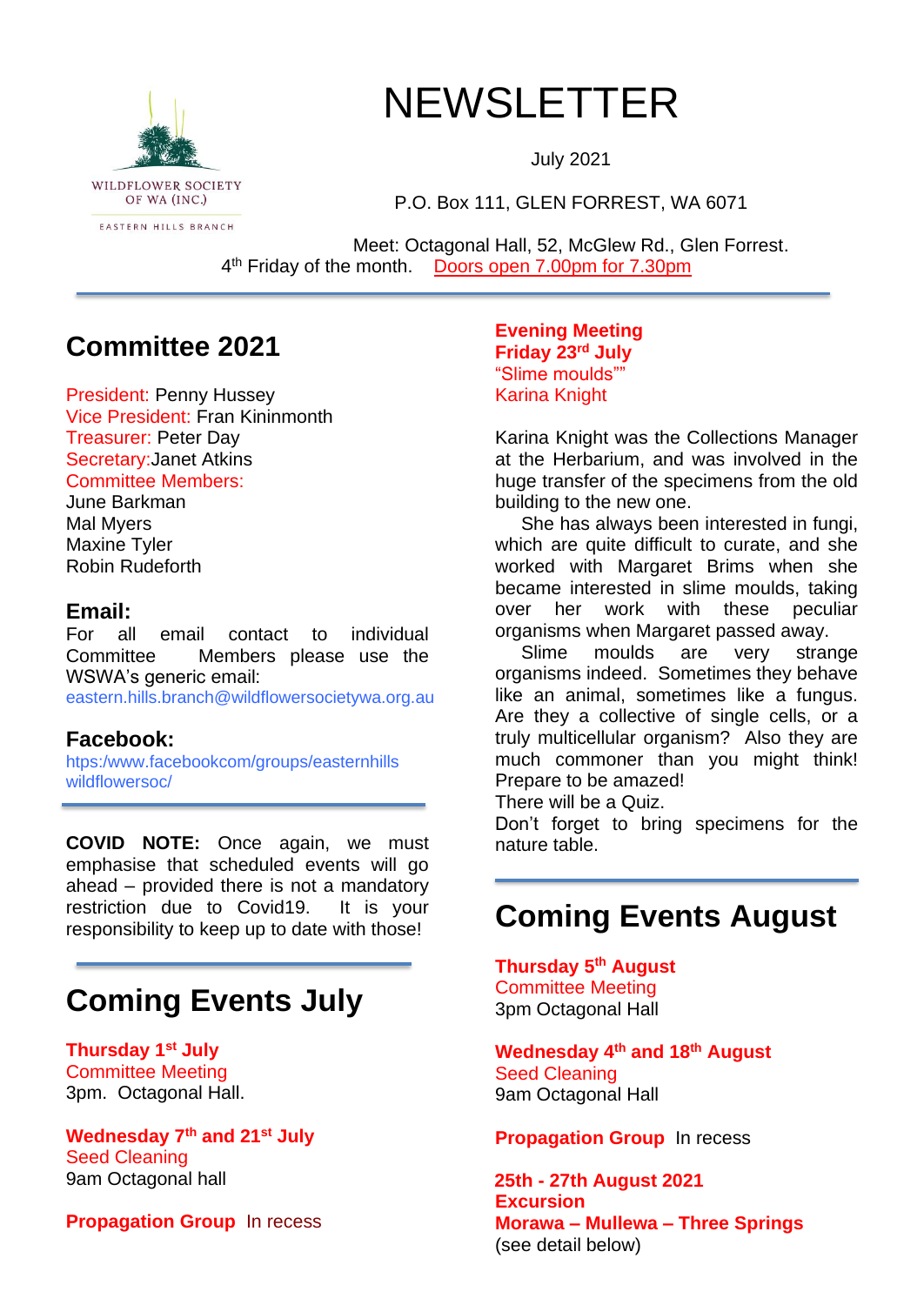WILDFLOWER SOCIETY OF WA (INC.)

EASTERN HILLS BRANCH

# NEWSLETTER

July 2021

P.O. Box 111, GLEN FORREST, WA 6071

Meet: Octagonal Hall, 52, McGlew Rd., Glen Forrest.
4th Friday of the month. Doors open 7.00pm for 7.30pm

## Committee 2021

President: Penny Hussey
Vice President: Fran Kininmonth
Treasurer: Peter Day
Secretary:Janet Atkins
Committee Members:
June Barkman
Mal Myers
Maxine Tyler
Robin Rudeforth

### Email:

For all email contact to individual Committee Members please use the WSWA's generic email:
eastern.hills.branch@wildflowersocietywa.org.au

### Facebook:

htps:/www.facebookcom/groups/easternhills wildflowersoc/

**COVID NOTE:** Once again, we must emphasise that scheduled events will go ahead – provided there is not a mandatory restriction due to Covid19. It is your responsibility to keep up to date with those!

## Coming Events July

**Thursday 1st July**
Committee Meeting
3pm. Octagonal Hall.

**Wednesday 7th and 21st July**
Seed Cleaning
9am Octagonal hall

**Propagation Group** In recess

**Evening Meeting**
**Friday 23rd July**
"Slime moulds""
Karina Knight

Karina Knight was the Collections Manager at the Herbarium, and was involved in the huge transfer of the specimens from the old building to the new one.

She has always been interested in fungi, which are quite difficult to curate, and she worked with Margaret Brims when she became interested in slime moulds, taking over her work with these peculiar organisms when Margaret passed away.

Slime moulds are very strange organisms indeed. Sometimes they behave like an animal, sometimes like a fungus. Are they a collective of single cells, or a truly multicellular organism? Also they are much commoner than you might think! Prepare to be amazed!

There will be a Quiz.

Don't forget to bring specimens for the nature table.

## Coming Events August

**Thursday 5th August**
Committee Meeting
3pm Octagonal Hall

**Wednesday 4th and 18th August**
Seed Cleaning
9am Octagonal Hall

**Propagation Group** In recess

**25th - 27th August 2021**
**Excursion**
**Morawa – Mullewa – Three Springs**
(see detail below)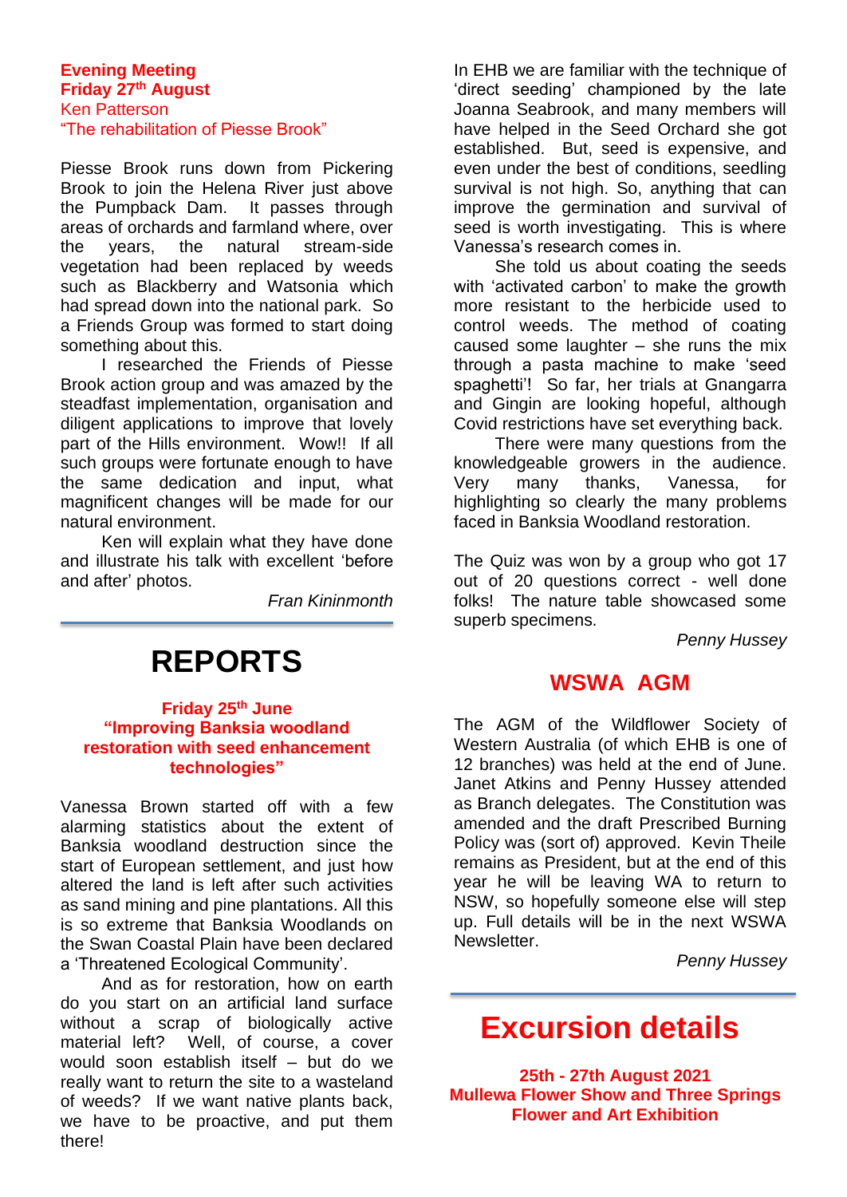**Evening Meeting**
**Friday 27th August**
Ken Patterson
"The rehabilitation of Piesse Brook"

Piesse Brook runs down from Pickering Brook to join the Helena River just above the Pumpback Dam. It passes through areas of orchards and farmland where, over the years, the natural stream-side vegetation had been replaced by weeds such as Blackberry and Watsonia which had spread down into the national park. So a Friends Group was formed to start doing something about this.

I researched the Friends of Piesse Brook action group and was amazed by the steadfast implementation, organisation and diligent applications to improve that lovely part of the Hills environment. Wow!! If all such groups were fortunate enough to have the same dedication and input, what magnificent changes will be made for our natural environment.

Ken will explain what they have done and illustrate his talk with excellent 'before and after' photos.

*Fran Kininmonth*

# REPORTS

**Friday 25th June**
**"Improving Banksia woodland restoration with seed enhancement technologies"**

Vanessa Brown started off with a few alarming statistics about the extent of Banksia woodland destruction since the start of European settlement, and just how altered the land is left after such activities as sand mining and pine plantations. All this is so extreme that Banksia Woodlands on the Swan Coastal Plain have been declared a 'Threatened Ecological Community'.

And as for restoration, how on earth do you start on an artificial land surface without a scrap of biologically active material left? Well, of course, a cover would soon establish itself – but do we really want to return the site to a wasteland of weeds? If we want native plants back, we have to be proactive, and put them there!

In EHB we are familiar with the technique of 'direct seeding' championed by the late Joanna Seabrook, and many members will have helped in the Seed Orchard she got established. But, seed is expensive, and even under the best of conditions, seedling survival is not high. So, anything that can improve the germination and survival of seed is worth investigating. This is where Vanessa's research comes in.

She told us about coating the seeds with 'activated carbon' to make the growth more resistant to the herbicide used to control weeds. The method of coating caused some laughter – she runs the mix through a pasta machine to make 'seed spaghetti'! So far, her trials at Gnangarra and Gingin are looking hopeful, although Covid restrictions have set everything back.

There were many questions from the knowledgeable growers in the audience. Very many thanks, Vanessa, for highlighting so clearly the many problems faced in Banksia Woodland restoration.

The Quiz was won by a group who got 17 out of 20 questions correct - well done folks! The nature table showcased some superb specimens.

*Penny Hussey*

## WSWA AGM

The AGM of the Wildflower Society of Western Australia (of which EHB is one of 12 branches) was held at the end of June. Janet Atkins and Penny Hussey attended as Branch delegates. The Constitution was amended and the draft Prescribed Burning Policy was (sort of) approved. Kevin Theile remains as President, but at the end of this year he will be leaving WA to return to NSW, so hopefully someone else will step up. Full details will be in the next WSWA Newsletter.

*Penny Hussey*

# Excursion details

**25th - 27th August 2021**
**Mullewa Flower Show and Three Springs Flower and Art Exhibition**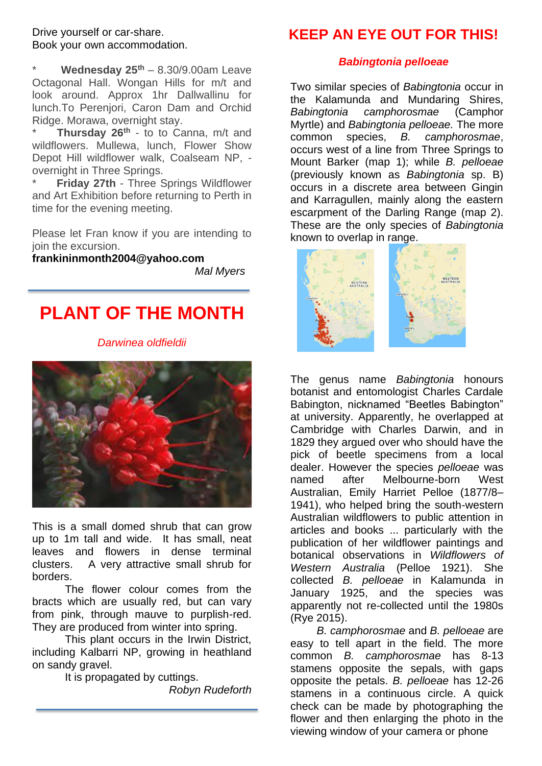Drive yourself or car-share.
Book your own accommodation.

* **Wednesday 25th** – 8.30/9.00am Leave Octagonal Hall. Wongan Hills for m/t and look around. Approx 1hr Dallwallinu for lunch.To Perenjori, Caron Dam and Orchid Ridge. Morawa, overnight stay.
* **Thursday 26th** - to to Canna, m/t and wildflowers. Mullewa, lunch, Flower Show Depot Hill wildflower walk, Coalseam NP, - overnight in Three Springs.
* **Friday 27th** - Three Springs Wildflower and Art Exhibition before returning to Perth in time for the evening meeting.

Please let Fran know if you are intending to join the excursion.
**frankininmonth2004@yahoo.com**

*Mal Myers*

# PLANT OF THE MONTH

*Darwinea oldfieldii*

This is a small domed shrub that can grow up to 1m tall and wide. It has small, neat leaves and flowers in dense terminal clusters. A very attractive small shrub for borders.

The flower colour comes from the bracts which are usually red, but can vary from pink, through mauve to purplish-red. They are produced from winter into spring.

This plant occurs in the Irwin District, including Kalbarri NP, growing in heathland on sandy gravel.

It is propagated by cuttings.

*Robyn Rudeforth*

# KEEP AN EYE OUT FOR THIS!

*Babingtonia pelloeae*

Two similar species of *Babingtonia* occur in the Kalamunda and Mundaring Shires, *Babingtonia camphorosmae* (Camphor Myrtle) and *Babingtonia pelloeae.* The more common species, *B. camphorosmae*, occurs west of a line from Three Springs to Mount Barker (map 1); while *B. pelloeae* (previously known as *Babingtonia* sp. B) occurs in a discrete area between Gingin and Karragullen, mainly along the eastern escarpment of the Darling Range (map 2). These are the only species of *Babingtonia* known to overlap in range.

The genus name *Babingtonia* honours botanist and entomologist Charles Cardale Babington, nicknamed “Beetles Babington” at university. Apparently, he overlapped at Cambridge with Charles Darwin, and in 1829 they argued over who should have the pick of beetle specimens from a local dealer. However the species *pelloeae* was named after Melbourne-born West Australian, Emily Harriet Pelloe (1877/8–1941), who helped bring the south-western Australian wildflowers to public attention in articles and books ... particularly with the publication of her wildflower paintings and botanical observations in *Wildflowers of Western Australia* (Pelloe 1921). She collected *B. pelloeae* in Kalamunda in January 1925, and the species was apparently not re-collected until the 1980s (Rye 2015).

*B. camphorosmae* and *B. pelloeae* are easy to tell apart in the field. The more common *B. camphorosmae* has 8-13 stamens opposite the sepals, with gaps opposite the petals. *B. pelloeae* has 12-26 stamens in a continuous circle. A quick check can be made by photographing the flower and then enlarging the photo in the viewing window of your camera or phone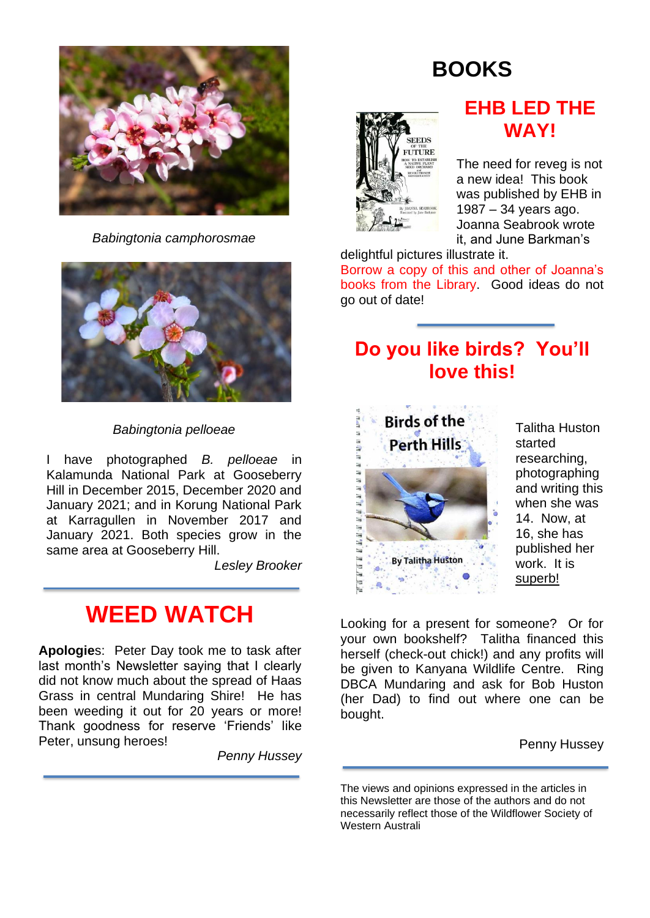*Babingtonia camphorosmae*

*Babingtonia pelloeae*

I have photographed *B. pelloeae* in Kalamunda National Park at Gooseberry Hill in December 2015, December 2020 and January 2021; and in Korung National Park at Karragullen in November 2017 and January 2021. Both species grow in the same area at Gooseberry Hill.

*Lesley Brooker*

# WEED WATCH

**Apologie**s: Peter Day took me to task after last month's Newsletter saying that I clearly did not know much about the spread of Haas Grass in central Mundaring Shire! He has been weeding it out for 20 years or more! Thank goodness for reserve 'Friends' like Peter, unsung heroes!

*Penny Hussey*

# BOOKS

## EHB LED THE WAY!

The need for reveg is not a new idea! This book was published by EHB in 1987 – 34 years ago. Joanna Seabrook wrote it, and June Barkman's delightful pictures illustrate it.

Borrow a copy of this and other of Joanna's books from the Library. Good ideas do not go out of date!

## Do you like birds? You'll love this!

Talitha Huston started researching, photographing and writing this when she was 14. Now, at 16, she has published her work. It is superb!

Looking for a present for someone? Or for your own bookshelf? Talitha financed this herself (check-out chick!) and any profits will be given to Kanyana Wildlife Centre. Ring DBCA Mundaring and ask for Bob Huston (her Dad) to find out where one can be bought.

Penny Hussey

The views and opinions expressed in the articles in this Newsletter are those of the authors and do not necessarily reflect those of the Wildflower Society of Western Australi